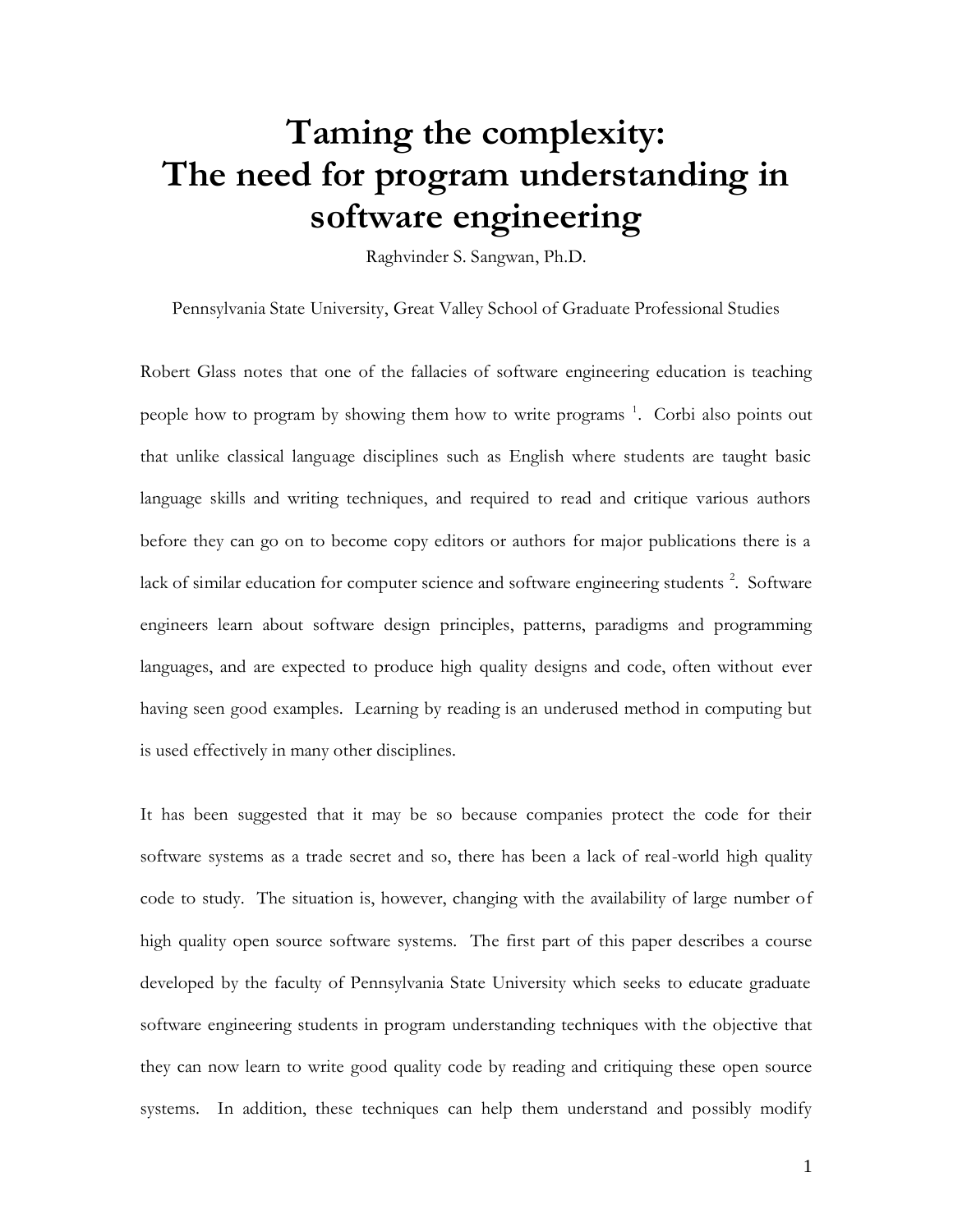# Taming the complexity: The need for program understanding in software engineering

Raghvinder S. Sangwan, Ph.D.

Pennsylvania State University, Great Valley School of Graduate Professional Studies

Robert Glass notes that one of the fallacies of software engineering education is teaching people how to program by showing them how to write programs [1]. Corbi also points out that unlike classical language disciplines such as English where students are taught basic language skills and writing techniques, and required to read and critique various authors before they can go on to become copy editors or authors for major publications there is a lack of similar education for computer science and software engineering students [2]. Software engineers learn about software design principles, patterns, paradigms and programming languages, and are expected to produce high quality designs and code, often without ever having seen good examples. Learning by reading is an underused method in computing but is used effectively in many other disciplines.

It has been suggested that it may be so because companies protect the code for their software systems as a trade secret and so, there has been a lack of real-world high quality code to study. The situation is, however, changing with the availability of large number of high quality open source software systems. The first part of this paper describes a course developed by the faculty of Pennsylvania State University which seeks to educate graduate software engineering students in program understanding techniques with the objective that they can now learn to write good quality code by reading and critiquing these open source systems. In addition, these techniques can help them understand and possibly modify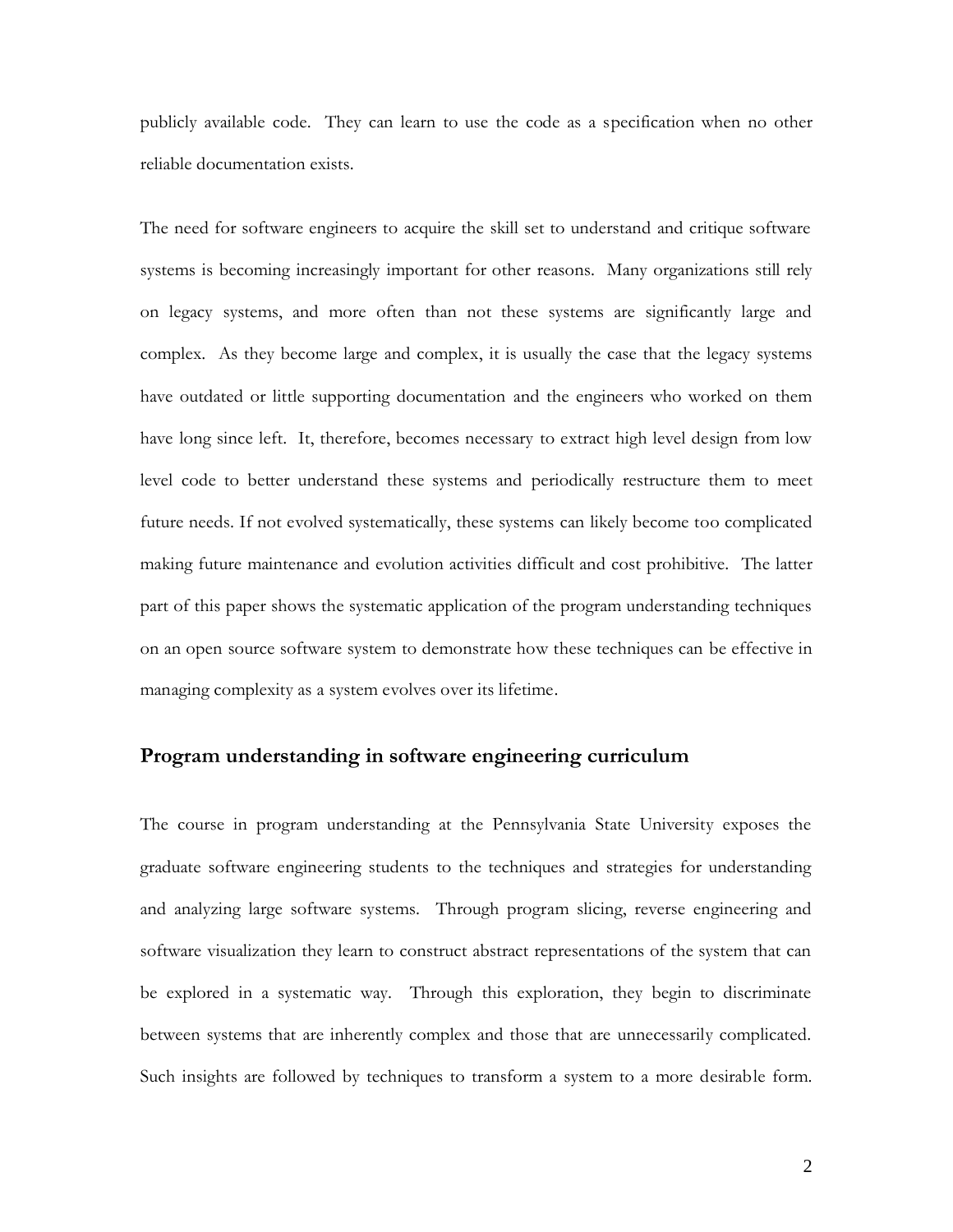publicly available code. They can learn to use the code as a specification when no other reliable documentation exists.

The need for software engineers to acquire the skill set to understand and critique software systems is becoming increasingly important for other reasons. Many organizations still rely on legacy systems, and more often than not these systems are significantly large and complex. As they become large and complex, it is usually the case that the legacy systems have outdated or little supporting documentation and the engineers who worked on them have long since left. It, therefore, becomes necessary to extract high level design from low level code to better understand these systems and periodically restructure them to meet future needs. If not evolved systematically, these systems can likely become too complicated making future maintenance and evolution activities difficult and cost prohibitive. The latter part of this paper shows the systematic application of the program understanding techniques on an open source software system to demonstrate how these techniques can be effective in managing complexity as a system evolves over its lifetime.

## Program understanding in software engineering curriculum

The course in program understanding at the Pennsylvania State University exposes the graduate software engineering students to the techniques and strategies for understanding and analyzing large software systems. Through program slicing, reverse engineering and software visualization they learn to construct abstract representations of the system that can be explored in a systematic way. Through this exploration, they begin to discriminate between systems that are inherently complex and those that are unnecessarily complicated. Such insights are followed by techniques to transform a system to a more desirable form.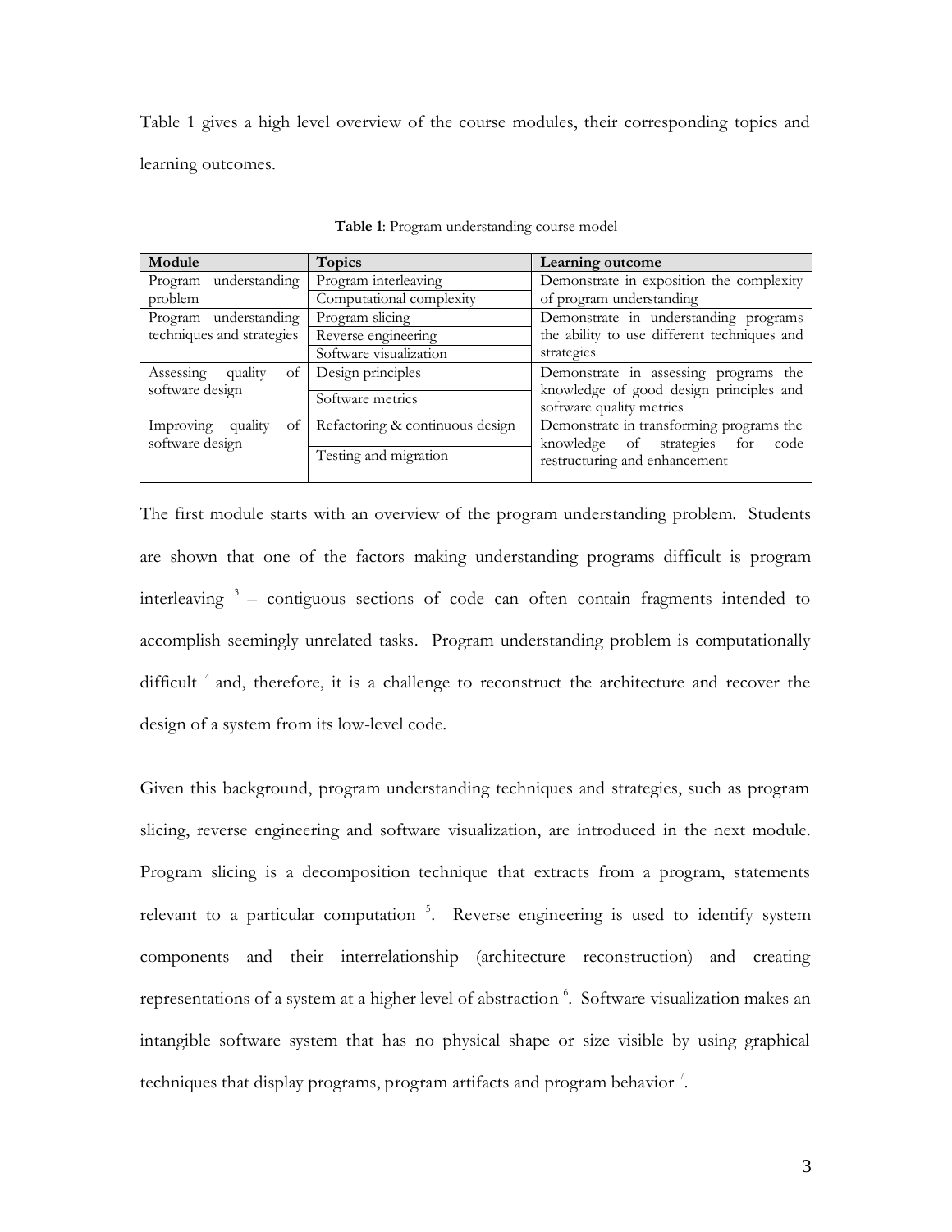Table 1 gives a high level overview of the course modules, their corresponding topics and learning outcomes.

**Table 1**: Program understanding course model

| Module | Topics | Learning outcome |
|---|---|---|
| Program understanding problem | Program interleaving | Demonstrate in exposition the complexity of program understanding |
| | Computational complexity | |
| Program understanding techniques and strategies | Program slicing | Demonstrate in understanding programs the ability to use different techniques and strategies |
| | Reverse engineering | |
| | Software visualization | |
| Assessing quality of software design | Design principles | Demonstrate in assessing programs the knowledge of good design principles and software quality metrics |
| | Software metrics | |
| Improving quality of software design | Refactoring & continuous design | Demonstrate in transforming programs the knowledge of strategies for code restructuring and enhancement |
| | Testing and migration | |

The first module starts with an overview of the program understanding problem. Students are shown that one of the factors making understanding programs difficult is program interleaving [3] – contiguous sections of code can often contain fragments intended to accomplish seemingly unrelated tasks. Program understanding problem is computationally difficult [4] and, therefore, it is a challenge to reconstruct the architecture and recover the design of a system from its low-level code.

Given this background, program understanding techniques and strategies, such as program slicing, reverse engineering and software visualization, are introduced in the next module. Program slicing is a decomposition technique that extracts from a program, statements relevant to a particular computation [5]. Reverse engineering is used to identify system components and their interrelationship (architecture reconstruction) and creating representations of a system at a higher level of abstraction [6]. Software visualization makes an intangible software system that has no physical shape or size visible by using graphical techniques that display programs, program artifacts and program behavior [7].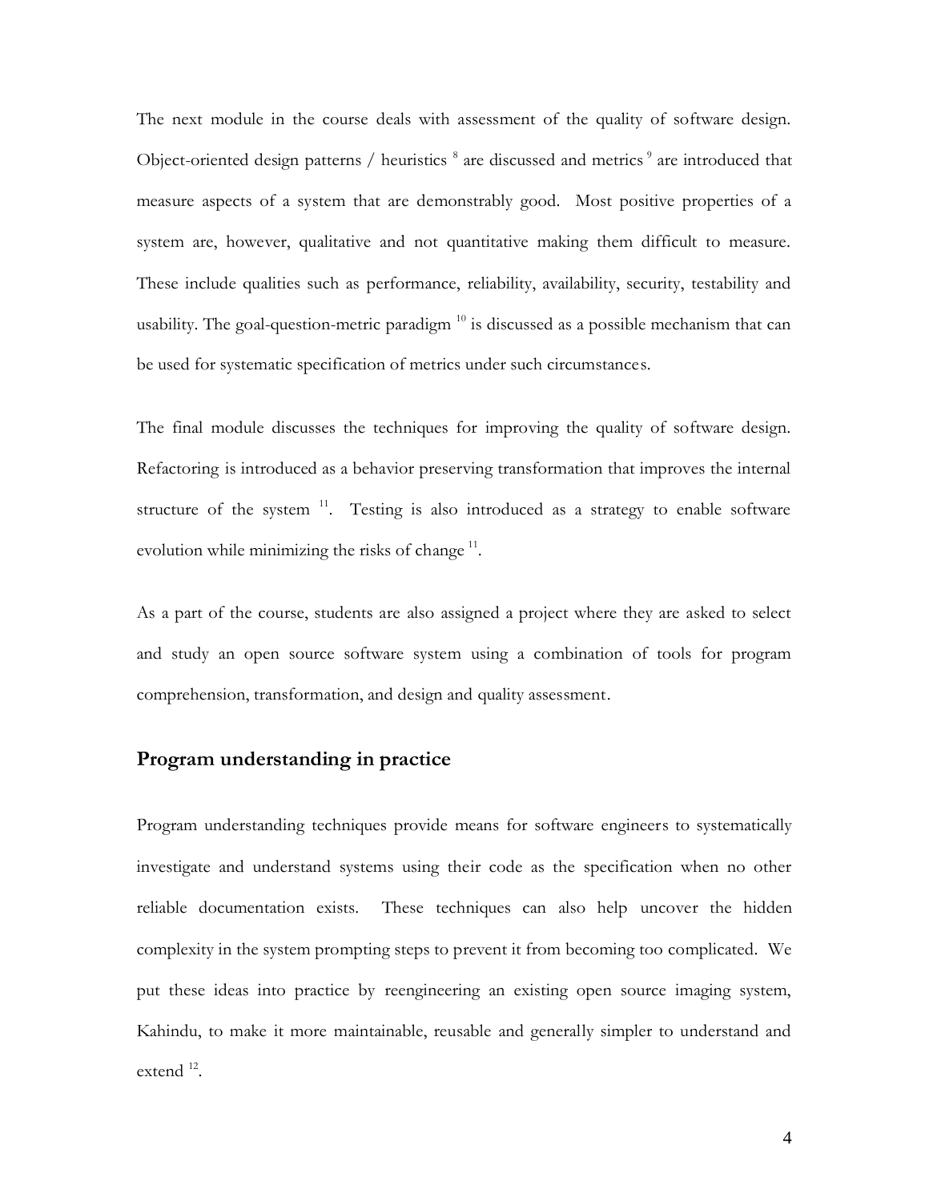The next module in the course deals with assessment of the quality of software design. Object-oriented design patterns / heuristics [8] are discussed and metrics [9] are introduced that measure aspects of a system that are demonstrably good. Most positive properties of a system are, however, qualitative and not quantitative making them difficult to measure. These include qualities such as performance, reliability, availability, security, testability and usability. The goal-question-metric paradigm [10] is discussed as a possible mechanism that can be used for systematic specification of metrics under such circumstances.

The final module discusses the techniques for improving the quality of software design. Refactoring is introduced as a behavior preserving transformation that improves the internal structure of the system [11]. Testing is also introduced as a strategy to enable software evolution while minimizing the risks of change [11].

As a part of the course, students are also assigned a project where they are asked to select and study an open source software system using a combination of tools for program comprehension, transformation, and design and quality assessment.

## Program understanding in practice

Program understanding techniques provide means for software engineers to systematically investigate and understand systems using their code as the specification when no other reliable documentation exists. These techniques can also help uncover the hidden complexity in the system prompting steps to prevent it from becoming too complicated. We put these ideas into practice by reengineering an existing open source imaging system, Kahindu, to make it more maintainable, reusable and generally simpler to understand and extend [12].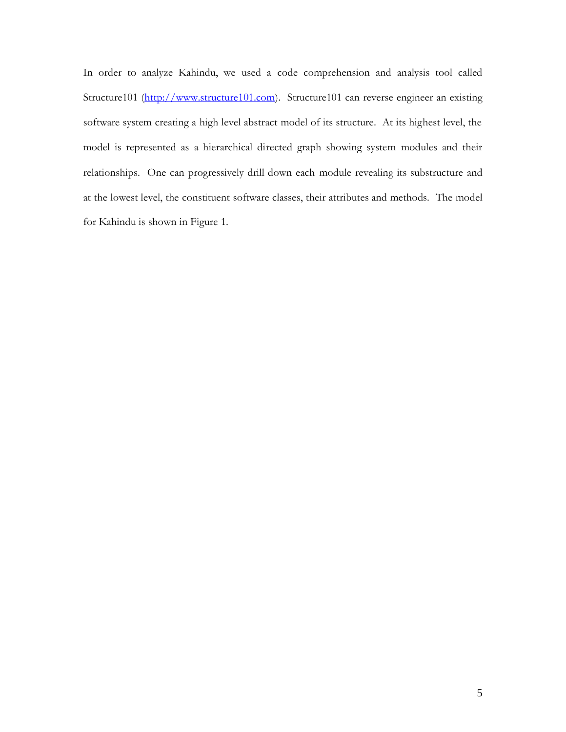In order to analyze Kahindu, we used a code comprehension and analysis tool called Structure101 (http://www.structure101.com). Structure101 can reverse engineer an existing software system creating a high level abstract model of its structure. At its highest level, the model is represented as a hierarchical directed graph showing system modules and their relationships. One can progressively drill down each module revealing its substructure and at the lowest level, the constituent software classes, their attributes and methods. The model for Kahindu is shown in Figure 1.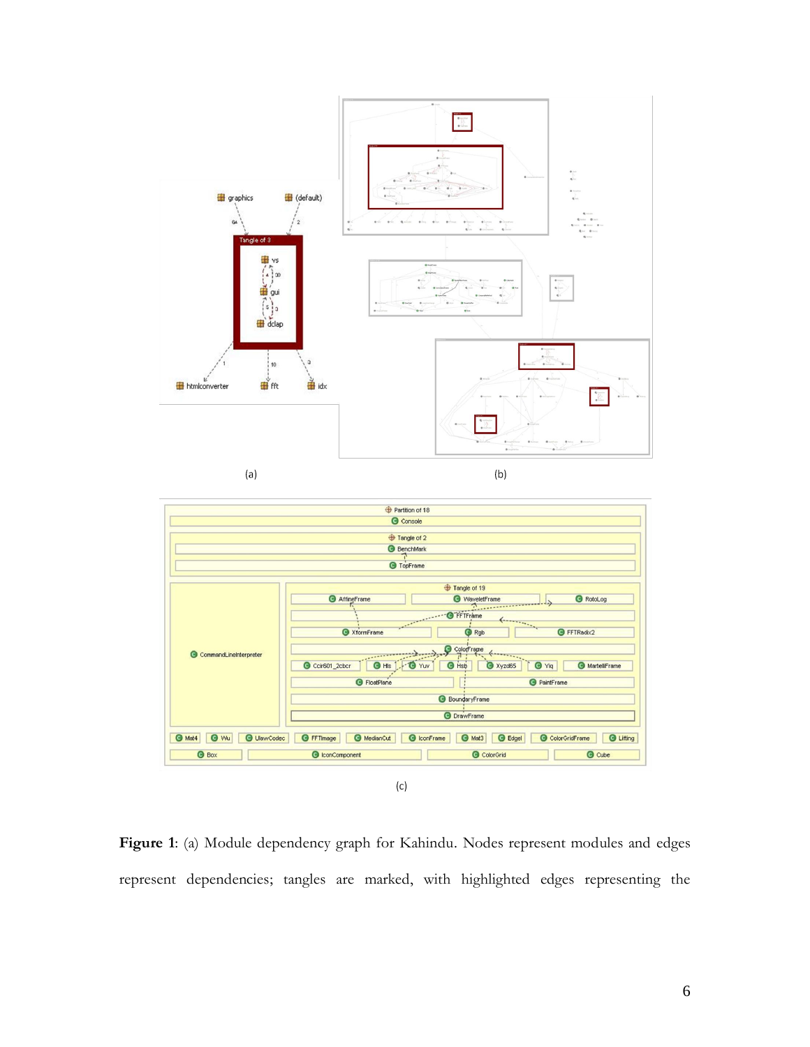(a)

(b)

(c)

**Figure 1**: (a) Module dependency graph for Kahindu. Nodes represent modules and edges represent dependencies; tangles are marked, with highlighted edges representing the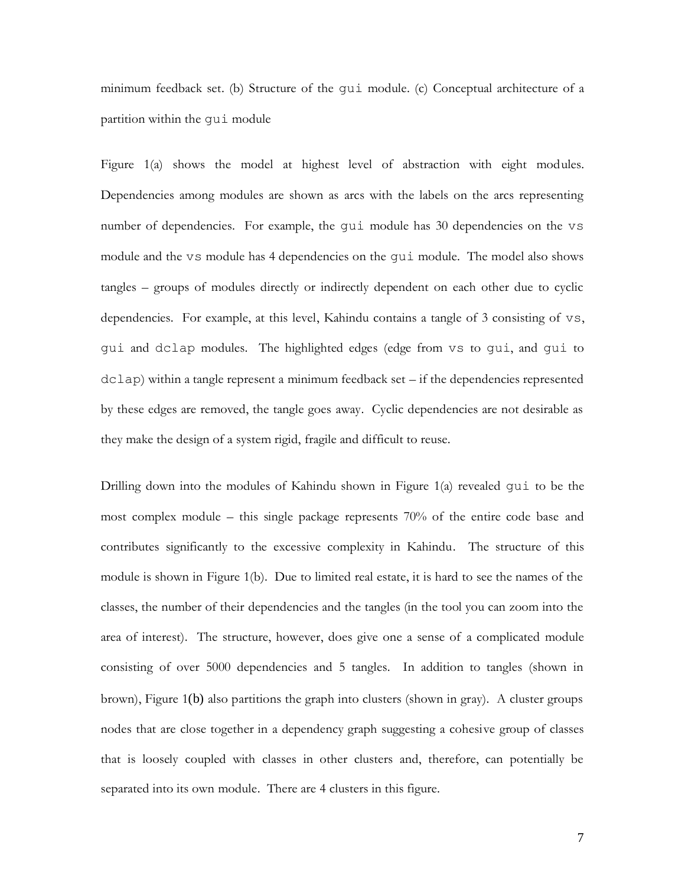minimum feedback set. (b) Structure of the `gui` module. (c) Conceptual architecture of a partition within the `gui` module

Figure 1(a) shows the model at highest level of abstraction with eight modules. Dependencies among modules are shown as arcs with the labels on the arcs representing number of dependencies. For example, the `gui` module has 30 dependencies on the `vs` module and the `vs` module has 4 dependencies on the `gui` module. The model also shows tangles – groups of modules directly or indirectly dependent on each other due to cyclic dependencies. For example, at this level, Kahindu contains a tangle of 3 consisting of `vs`, `gui` and `dclap` modules. The highlighted edges (edge from `vs` to `gui`, and `gui` to `dclap`) within a tangle represent a minimum feedback set – if the dependencies represented by these edges are removed, the tangle goes away. Cyclic dependencies are not desirable as they make the design of a system rigid, fragile and difficult to reuse.

Drilling down into the modules of Kahindu shown in Figure 1(a) revealed `gui` to be the most complex module – this single package represents 70% of the entire code base and contributes significantly to the excessive complexity in Kahindu. The structure of this module is shown in Figure 1(b). Due to limited real estate, it is hard to see the names of the classes, the number of their dependencies and the tangles (in the tool you can zoom into the area of interest). The structure, however, does give one a sense of a complicated module consisting of over 5000 dependencies and 5 tangles. In addition to tangles (shown in brown), Figure 1(b) also partitions the graph into clusters (shown in gray). A cluster groups nodes that are close together in a dependency graph suggesting a cohesive group of classes that is loosely coupled with classes in other clusters and, therefore, can potentially be separated into its own module. There are 4 clusters in this figure.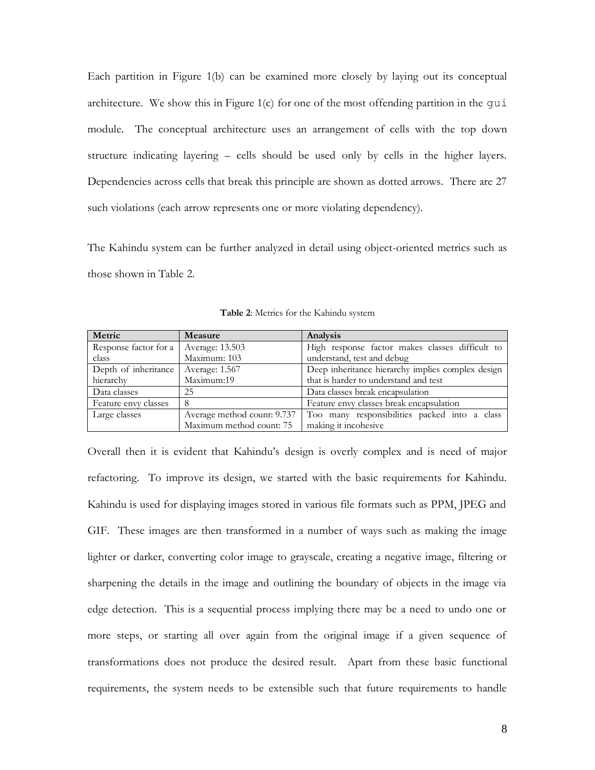Each partition in Figure 1(b) can be examined more closely by laying out its conceptual architecture. We show this in Figure 1(c) for one of the most offending partition in the `gui` module. The conceptual architecture uses an arrangement of cells with the top down structure indicating layering – cells should be used only by cells in the higher layers. Dependencies across cells that break this principle are shown as dotted arrows. There are 27 such violations (each arrow represents one or more violating dependency).

The Kahindu system can be further analyzed in detail using object-oriented metrics such as those shown in Table 2.

**Table 2**: Metrics for the Kahindu system

| Metric | Measure | Analysis |
|---|---|---|
| Response factor for a class | Average: 13.503<br>Maximum: 103 | High response factor makes classes difficult to understand, test and debug |
| Depth of inheritance hierarchy | Average: 1.567<br>Maximum:19 | Deep inheritance hierarchy implies complex design that is harder to understand and test |
| Data classes | 25 | Data classes break encapsulation |
| Feature envy classes | 8 | Feature envy classes break encapsulation |
| Large classes | Average method count: 9.737<br>Maximum method count: 75 | Too many responsibilities packed into a class making it incohesive |

Overall then it is evident that Kahindu's design is overly complex and is need of major refactoring. To improve its design, we started with the basic requirements for Kahindu. Kahindu is used for displaying images stored in various file formats such as PPM, JPEG and GIF. These images are then transformed in a number of ways such as making the image lighter or darker, converting color image to grayscale, creating a negative image, filtering or sharpening the details in the image and outlining the boundary of objects in the image via edge detection. This is a sequential process implying there may be a need to undo one or more steps, or starting all over again from the original image if a given sequence of transformations does not produce the desired result. Apart from these basic functional requirements, the system needs to be extensible such that future requirements to handle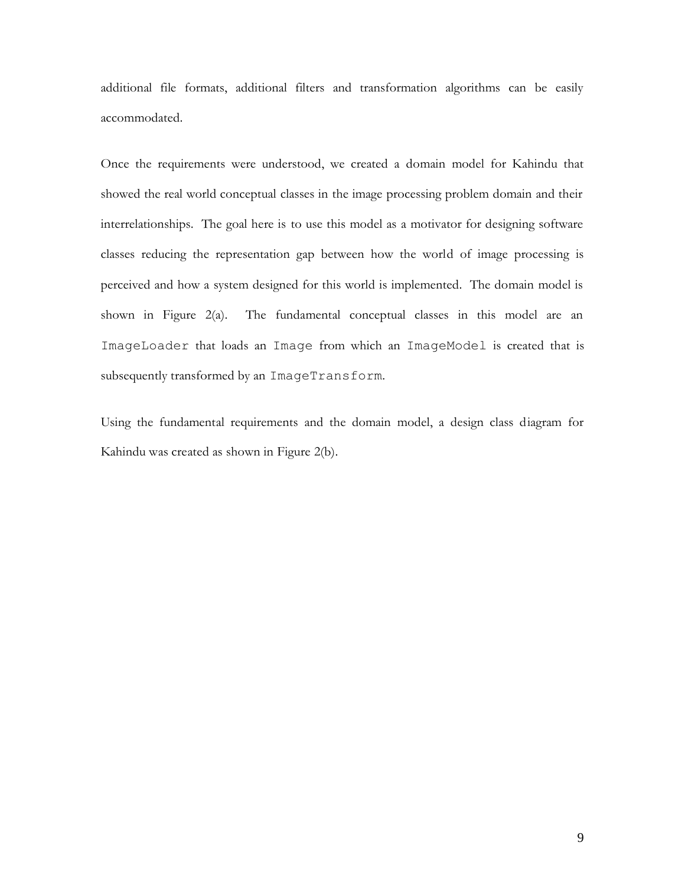additional file formats, additional filters and transformation algorithms can be easily accommodated.

Once the requirements were understood, we created a domain model for Kahindu that showed the real world conceptual classes in the image processing problem domain and their interrelationships. The goal here is to use this model as a motivator for designing software classes reducing the representation gap between how the world of image processing is perceived and how a system designed for this world is implemented. The domain model is shown in Figure 2(a). The fundamental conceptual classes in this model are an `ImageLoader` that loads an `Image` from which an `ImageModel` is created that is subsequently transformed by an `ImageTransform`.

Using the fundamental requirements and the domain model, a design class diagram for Kahindu was created as shown in Figure 2(b).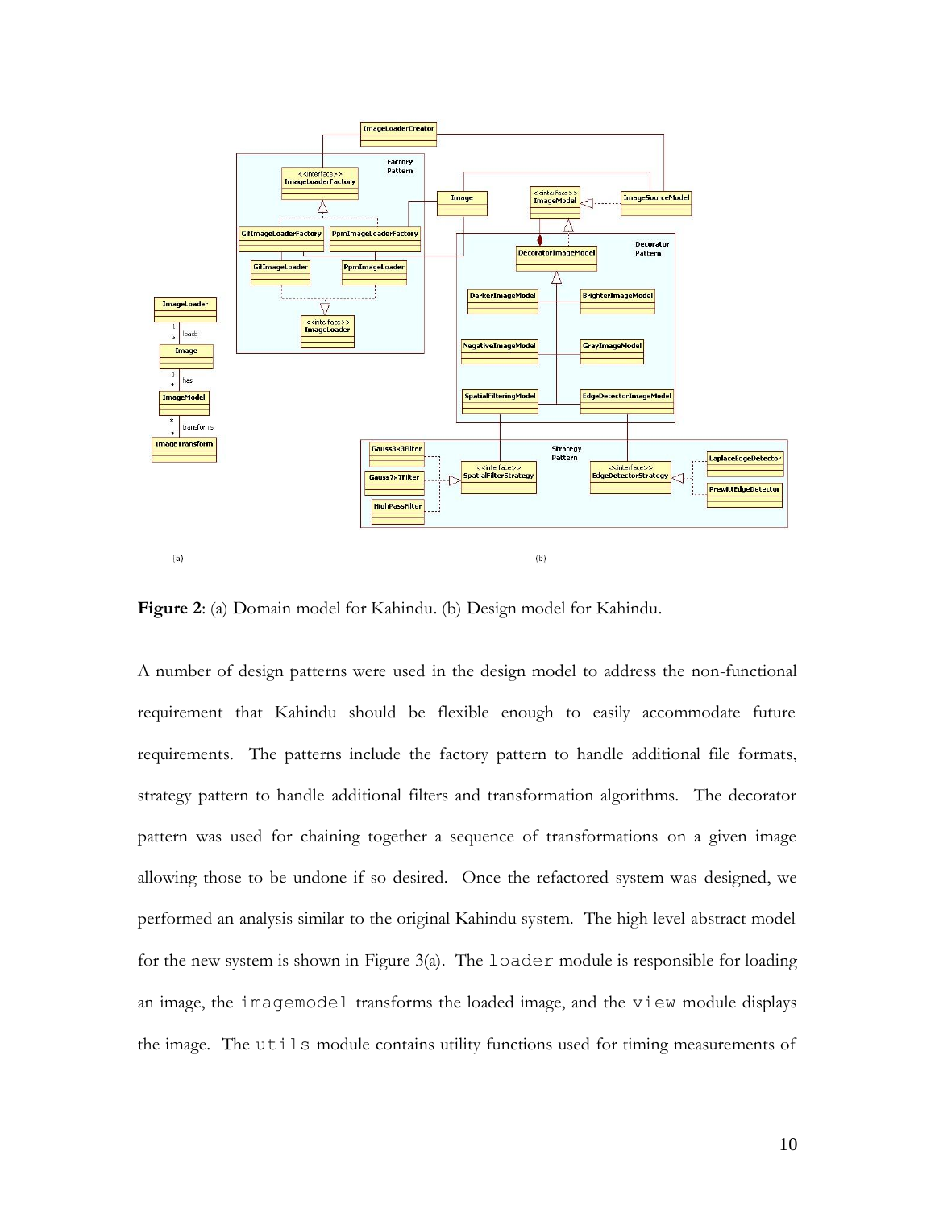**Figure 2**: (a) Domain model for Kahindu. (b) Design model for Kahindu.

A number of design patterns were used in the design model to address the non-functional requirement that Kahindu should be flexible enough to easily accommodate future requirements. The patterns include the factory pattern to handle additional file formats, strategy pattern to handle additional filters and transformation algorithms. The decorator pattern was used for chaining together a sequence of transformations on a given image allowing those to be undone if so desired. Once the refactored system was designed, we performed an analysis similar to the original Kahindu system. The high level abstract model for the new system is shown in Figure 3(a). The `loader` module is responsible for loading an image, the `imagemodel` transforms the loaded image, and the `view` module displays the image. The `utils` module contains utility functions used for timing measurements of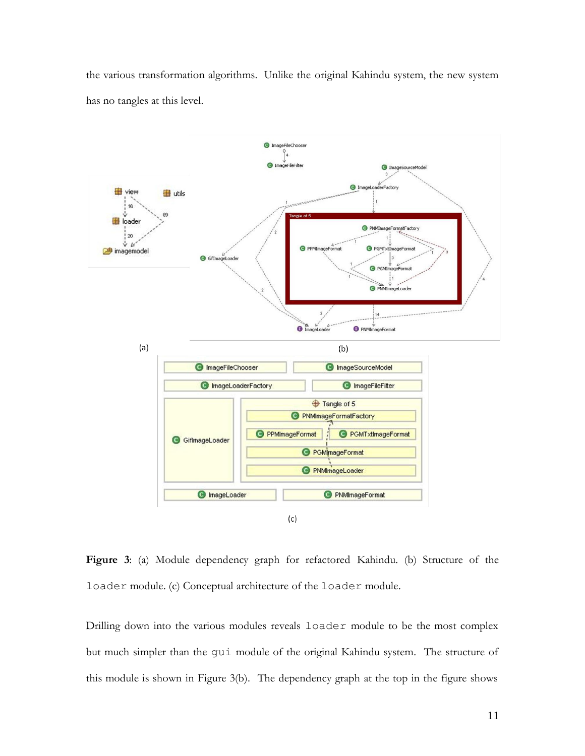the various transformation algorithms. Unlike the original Kahindu system, the new system has no tangles at this level.

**Figure 3**: (a) Module dependency graph for refactored Kahindu. (b) Structure of the `loader` module. (c) Conceptual architecture of the `loader` module.

Drilling down into the various modules reveals `loader` module to be the most complex but much simpler than the `gui` module of the original Kahindu system. The structure of this module is shown in Figure 3(b). The dependency graph at the top in the figure shows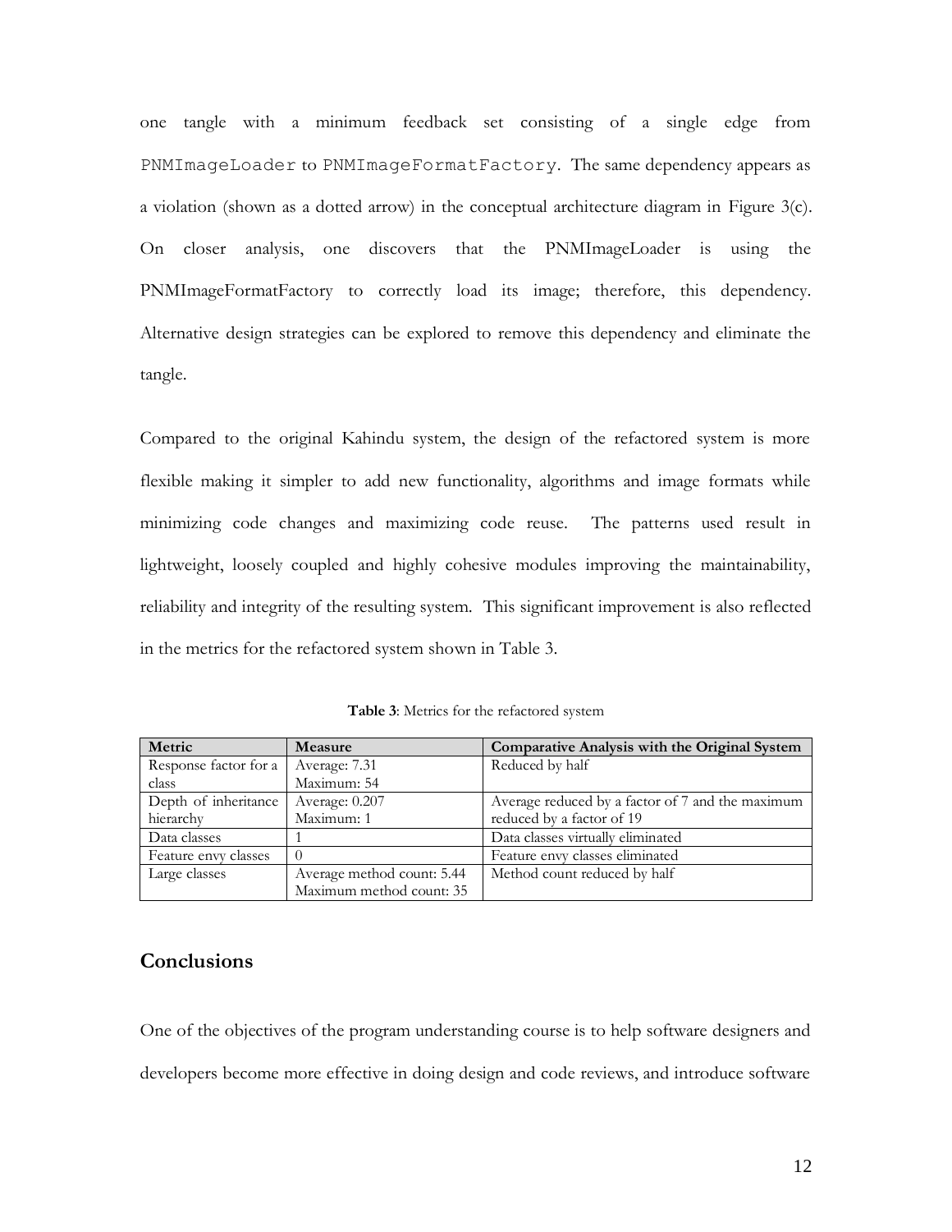one tangle with a minimum feedback set consisting of a single edge from `PNMImageLoader` to `PNMImageFormatFactory`. The same dependency appears as a violation (shown as a dotted arrow) in the conceptual architecture diagram in Figure 3(c). On closer analysis, one discovers that the PNMImageLoader is using the PNMImageFormatFactory to correctly load its image; therefore, this dependency. Alternative design strategies can be explored to remove this dependency and eliminate the tangle.

Compared to the original Kahindu system, the design of the refactored system is more flexible making it simpler to add new functionality, algorithms and image formats while minimizing code changes and maximizing code reuse. The patterns used result in lightweight, loosely coupled and highly cohesive modules improving the maintainability, reliability and integrity of the resulting system. This significant improvement is also reflected in the metrics for the refactored system shown in Table 3.

**Table 3**: Metrics for the refactored system

| Metric | Measure | Comparative Analysis with the Original System |
|---|---|---|
| Response factor for a class | Average: 7.31<br>Maximum: 54 | Reduced by half |
| Depth of inheritance hierarchy | Average: 0.207<br>Maximum: 1 | Average reduced by a factor of 7 and the maximum reduced by a factor of 19 |
| Data classes | 1 | Data classes virtually eliminated |
| Feature envy classes | 0 | Feature envy classes eliminated |
| Large classes | Average method count: 5.44<br>Maximum method count: 35 | Method count reduced by half |

## Conclusions

One of the objectives of the program understanding course is to help software designers and developers become more effective in doing design and code reviews, and introduce software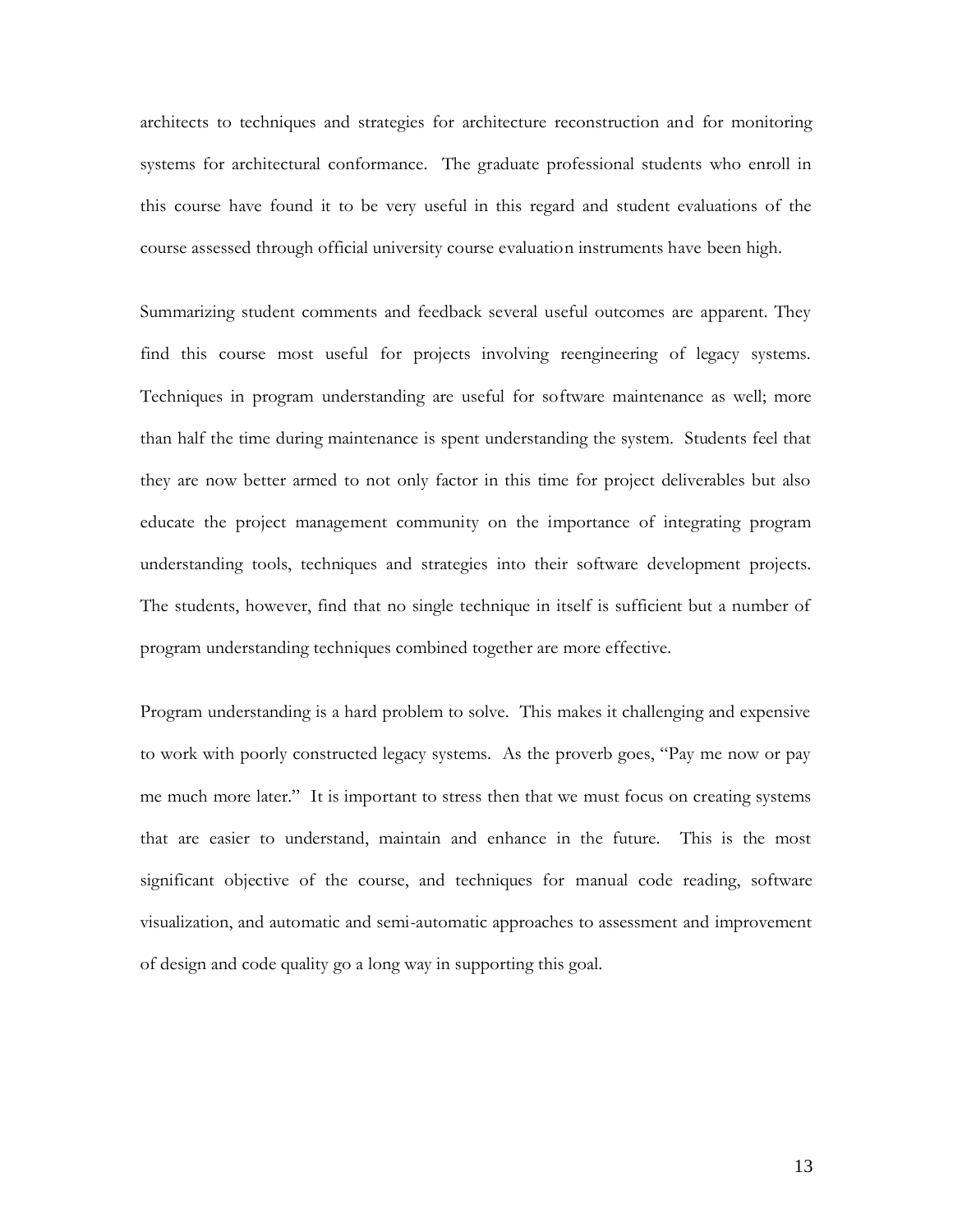architects to techniques and strategies for architecture reconstruction and for monitoring systems for architectural conformance. The graduate professional students who enroll in this course have found it to be very useful in this regard and student evaluations of the course assessed through official university course evaluation instruments have been high.

Summarizing student comments and feedback several useful outcomes are apparent. They find this course most useful for projects involving reengineering of legacy systems. Techniques in program understanding are useful for software maintenance as well; more than half the time during maintenance is spent understanding the system. Students feel that they are now better armed to not only factor in this time for project deliverables but also educate the project management community on the importance of integrating program understanding tools, techniques and strategies into their software development projects. The students, however, find that no single technique in itself is sufficient but a number of program understanding techniques combined together are more effective.

Program understanding is a hard problem to solve. This makes it challenging and expensive to work with poorly constructed legacy systems. As the proverb goes, "Pay me now or pay me much more later." It is important to stress then that we must focus on creating systems that are easier to understand, maintain and enhance in the future. This is the most significant objective of the course, and techniques for manual code reading, software visualization, and automatic and semi-automatic approaches to assessment and improvement of design and code quality go a long way in supporting this goal.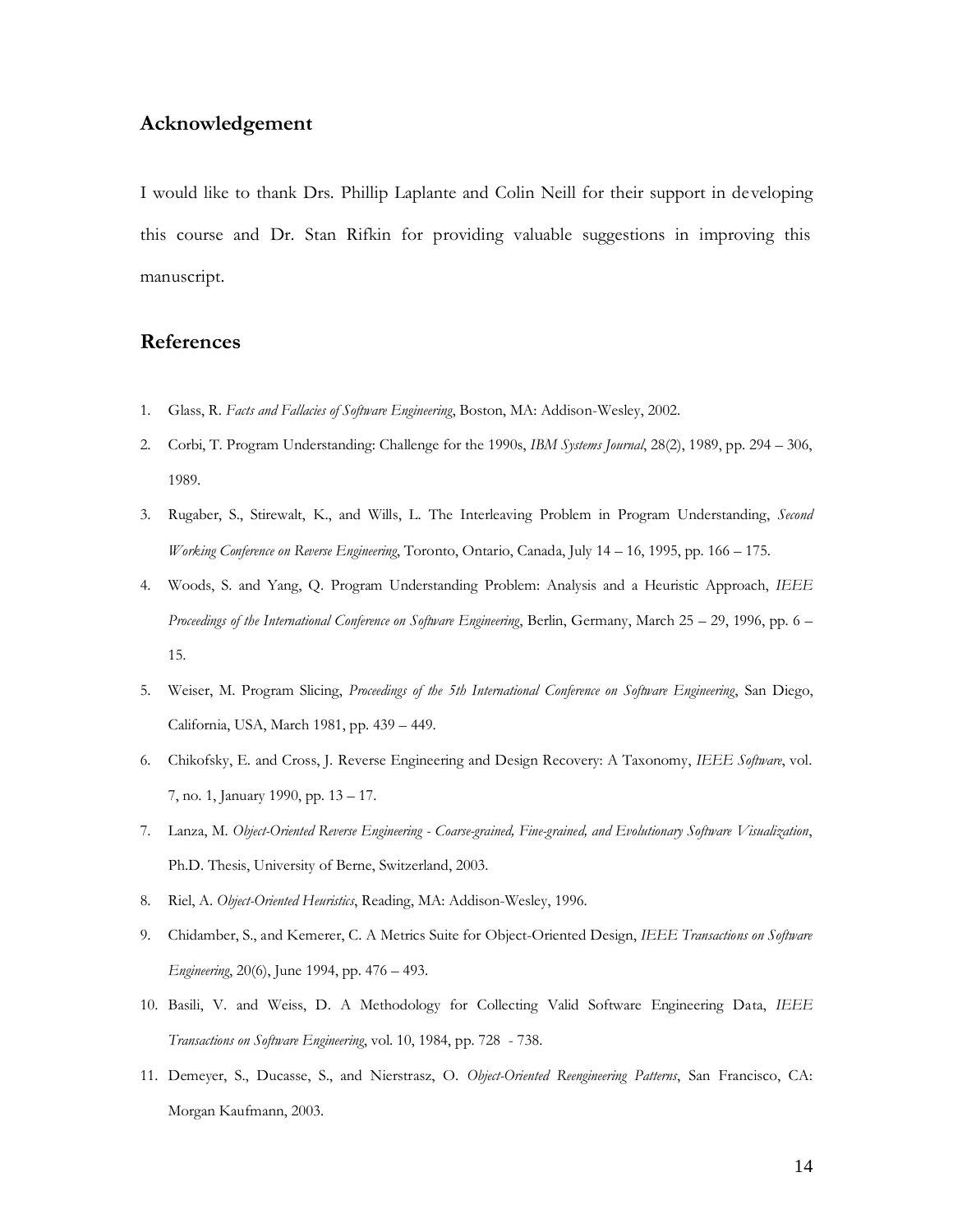## Acknowledgement

I would like to thank Drs. Phillip Laplante and Colin Neill for their support in developing this course and Dr. Stan Rifkin for providing valuable suggestions in improving this manuscript.

## References

1. Glass, R. *Facts and Fallacies of Software Engineering*, Boston, MA: Addison-Wesley, 2002.
2. Corbi, T. Program Understanding: Challenge for the 1990s, *IBM Systems Journal*, 28(2), 1989, pp. 294 – 306, 1989.
3. Rugaber, S., Stirewalt, K., and Wills, L. The Interleaving Problem in Program Understanding, *Second Working Conference on Reverse Engineering*, Toronto, Ontario, Canada, July 14 – 16, 1995, pp. 166 – 175.
4. Woods, S. and Yang, Q. Program Understanding Problem: Analysis and a Heuristic Approach, *IEEE Proceedings of the International Conference on Software Engineering*, Berlin, Germany, March 25 – 29, 1996, pp. 6 – 15.
5. Weiser, M. Program Slicing, *Proceedings of the 5th International Conference on Software Engineering*, San Diego, California, USA, March 1981, pp. 439 – 449.
6. Chikofsky, E. and Cross, J. Reverse Engineering and Design Recovery: A Taxonomy, *IEEE Software*, vol. 7, no. 1, January 1990, pp. 13 – 17.
7. Lanza, M. *Object-Oriented Reverse Engineering - Coarse-grained, Fine-grained, and Evolutionary Software Visualization*, Ph.D. Thesis, University of Berne, Switzerland, 2003.
8. Riel, A. *Object-Oriented Heuristics*, Reading, MA: Addison-Wesley, 1996.
9. Chidamber, S., and Kemerer, C. A Metrics Suite for Object-Oriented Design, *IEEE Transactions on Software Engineering*, 20(6), June 1994, pp. 476 – 493.
10. Basili, V. and Weiss, D. A Methodology for Collecting Valid Software Engineering Data, *IEEE Transactions on Software Engineering*, vol. 10, 1984, pp. 728 - 738.
11. Demeyer, S., Ducasse, S., and Nierstrasz, O. *Object-Oriented Reengineering Patterns*, San Francisco, CA: Morgan Kaufmann, 2003.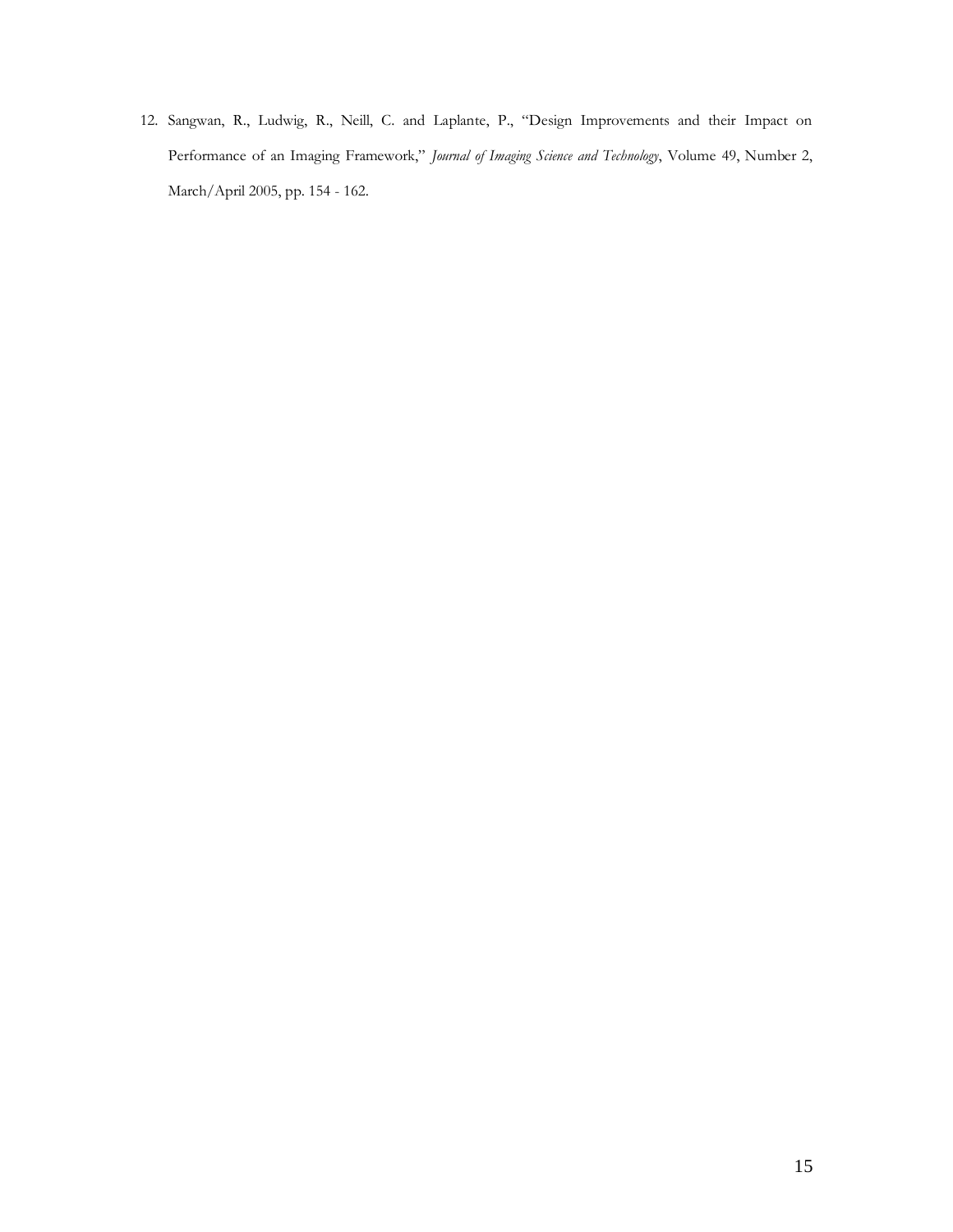12. Sangwan, R., Ludwig, R., Neill, C. and Laplante, P., "Design Improvements and their Impact on Performance of an Imaging Framework," *Journal of Imaging Science and Technology*, Volume 49, Number 2, March/April 2005, pp. 154 - 162.